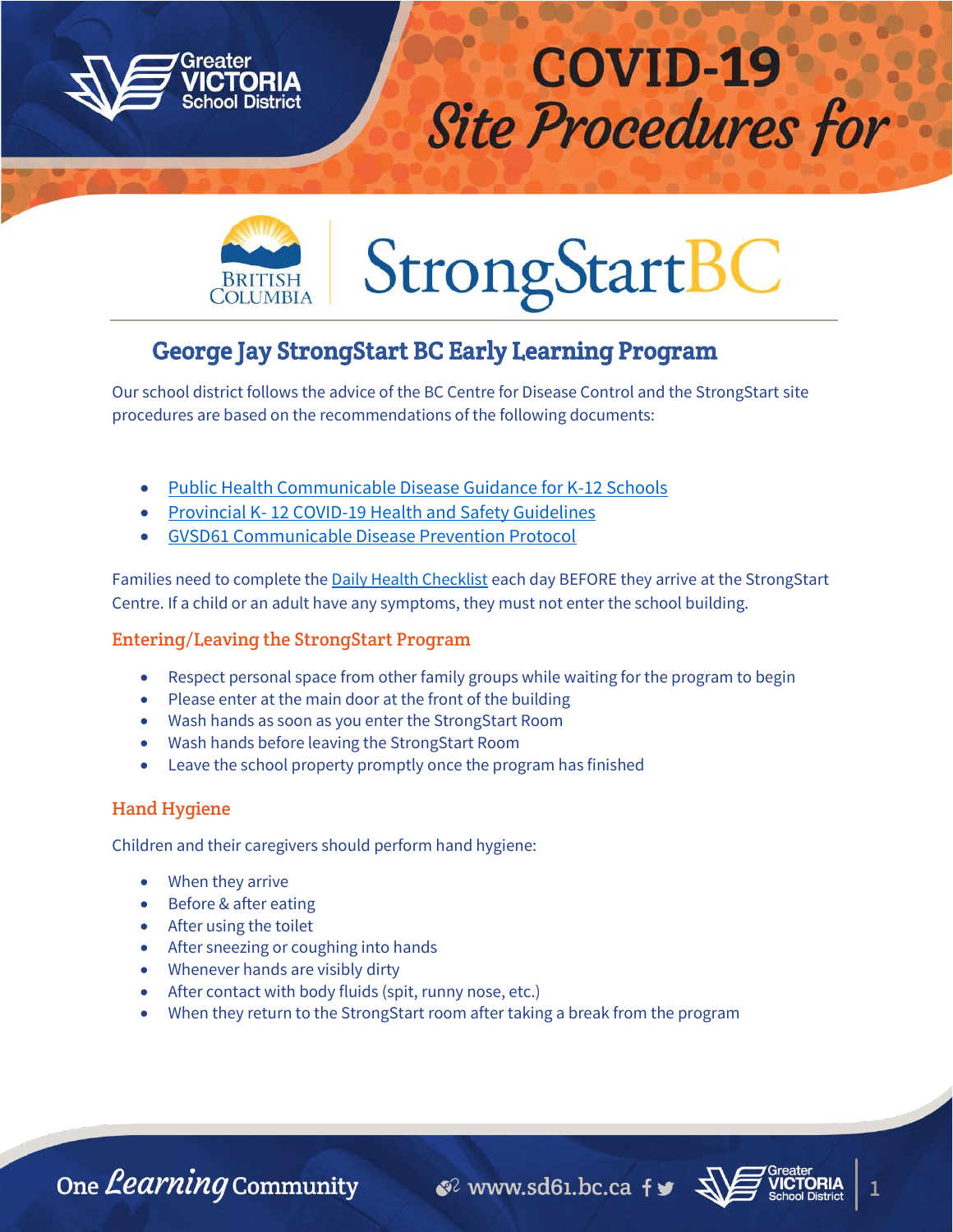Greater VICTORIA School District

# COVID-19 Site Procedures for

BRITISH COLUMBIA StrongStartBC

## George Jay StrongStart BC Early Learning Program

Our school district follows the advice of the BC Centre for Disease Control and the StrongStart site procedures are based on the recommendations of the following documents:

- Public Health Communicable Disease Guidance for K-12 Schools
- Provincial K- 12 COVID-19 Health and Safety Guidelines
- GVSD61 Communicable Disease Prevention Protocol

Families need to complete the Daily Health Checklist each day BEFORE they arrive at the StrongStart Centre. If a child or an adult have any symptoms, they must not enter the school building.

### Entering/Leaving the StrongStart Program

- Respect personal space from other family groups while waiting for the program to begin
- Please enter at the main door at the front of the building
- Wash hands as soon as you enter the StrongStart Room
- Wash hands before leaving the StrongStart Room
- Leave the school property promptly once the program has finished

### Hand Hygiene

Children and their caregivers should perform hand hygiene:

- When they arrive
- Before & after eating
- After using the toilet
- After sneezing or coughing into hands
- Whenever hands are visibly dirty
- After contact with body fluids (spit, runny nose, etc.)
- When they return to the StrongStart room after taking a break from the program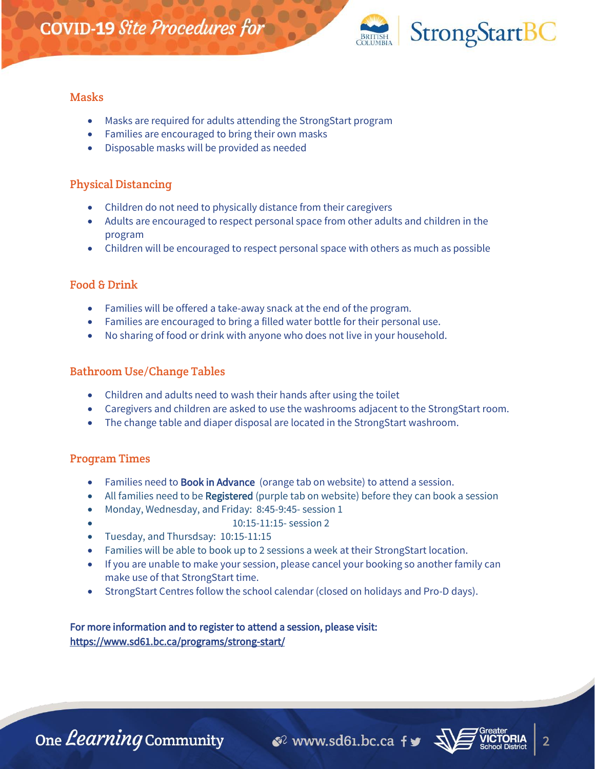# COVID-19 *Site Procedures for* StrongStartBC

## Masks

- Masks are required for adults attending the StrongStart program
- Families are encouraged to bring their own masks
- Disposable masks will be provided as needed

## Physical Distancing

- Children do not need to physically distance from their caregivers
- Adults are encouraged to respect personal space from other adults and children in the program
- Children will be encouraged to respect personal space with others as much as possible

## Food & Drink

- Families will be offered a take-away snack at the end of the program.
- Families are encouraged to bring a filled water bottle for their personal use.
- No sharing of food or drink with anyone who does not live in your household.

## Bathroom Use/Change Tables

- Children and adults need to wash their hands after using the toilet
- Caregivers and children are asked to use the washrooms adjacent to the StrongStart room.
- The change table and diaper disposal are located in the StrongStart washroom.

## Program Times

- Families need to Book in Advance (orange tab on website) to attend a session.
- All families need to be Registered (purple tab on website) before they can book a session
- Monday, Wednesday, and Friday: 8:45-9:45- session 1
- 10:15-11:15- session 2
- Tuesday, and Thursdsay: 10:15-11:15
- Families will be able to book up to 2 sessions a week at their StrongStart location.
- If you are unable to make your session, please cancel your booking so another family can make use of that StrongStart time.
- StrongStart Centres follow the school calendar (closed on holidays and Pro-D days).

**For more information and to register to attend a session, please visit:**
https://www.sd61.bc.ca/programs/strong-start/